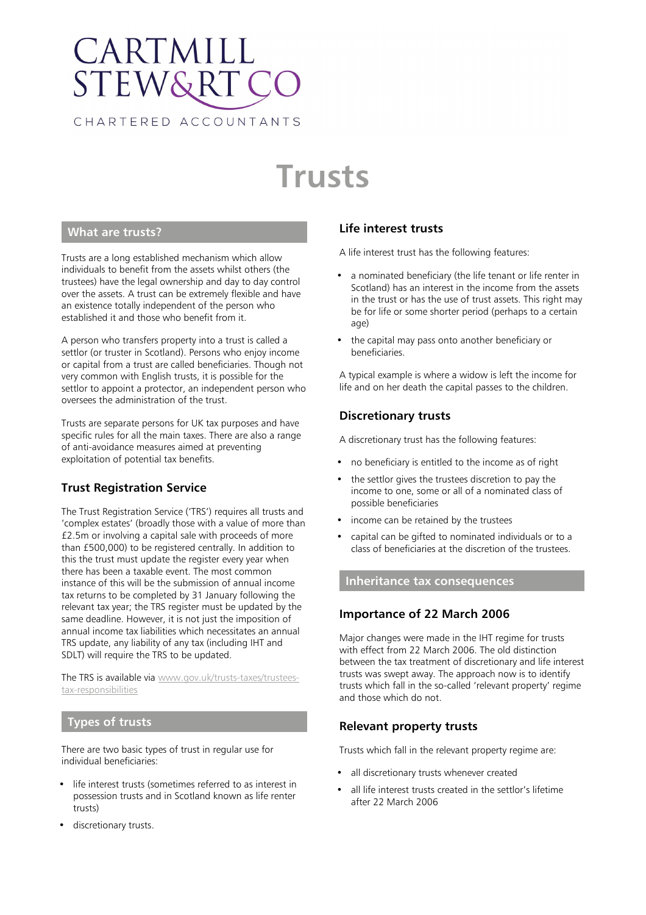CARTMILL STEW&RT CO

CHARTERED ACCOUNTANTS

# Trusts

## What are trusts?

Trusts are a long established mechanism which allow individuals to benefit from the assets whilst others (the trustees) have the legal ownership and day to day control over the assets. A trust can be extremely flexible and have an existence totally independent of the person who established it and those who benefit from it.

A person who transfers property into a trust is called a settlor (or truster in Scotland). Persons who enjoy income or capital from a trust are called beneficiaries. Though not very common with English trusts, it is possible for the settlor to appoint a protector, an independent person who oversees the administration of the trust.

Trusts are separate persons for UK tax purposes and have specific rules for all the main taxes. There are also a range of anti-avoidance measures aimed at preventing exploitation of potential tax benefits.

### Trust Registration Service

The Trust Registration Service ('TRS') requires all trusts and 'complex estates' (broadly those with a value of more than £2.5m or involving a capital sale with proceeds of more than £500,000) to be registered centrally. In addition to this the trust must update the register every year when there has been a taxable event. The most common instance of this will be the submission of annual income tax returns to be completed by 31 January following the relevant tax year; the TRS register must be updated by the same deadline. However, it is not just the imposition of annual income tax liabilities which necessitates an annual TRS update, any liability of any tax (including IHT and SDLT) will require the TRS to be updated.

The TRS is available via www.gov.uk/trusts-taxes/trustees-tax-responsibilities

## Types of trusts

There are two basic types of trust in regular use for individual beneficiaries:

- life interest trusts (sometimes referred to as interest in possession trusts and in Scotland known as life renter trusts)
- discretionary trusts.

### Life interest trusts

A life interest trust has the following features:

- a nominated beneficiary (the life tenant or life renter in Scotland) has an interest in the income from the assets in the trust or has the use of trust assets. This right may be for life or some shorter period (perhaps to a certain age)
- the capital may pass onto another beneficiary or beneficiaries.

A typical example is where a widow is left the income for life and on her death the capital passes to the children.

### Discretionary trusts

A discretionary trust has the following features:

- no beneficiary is entitled to the income as of right
- the settlor gives the trustees discretion to pay the income to one, some or all of a nominated class of possible beneficiaries
- income can be retained by the trustees
- capital can be gifted to nominated individuals or to a class of beneficiaries at the discretion of the trustees.

## Inheritance tax consequences

### Importance of 22 March 2006

Major changes were made in the IHT regime for trusts with effect from 22 March 2006. The old distinction between the tax treatment of discretionary and life interest trusts was swept away. The approach now is to identify trusts which fall in the so-called 'relevant property' regime and those which do not.

### Relevant property trusts

Trusts which fall in the relevant property regime are:

- all discretionary trusts whenever created
- all life interest trusts created in the settlor's lifetime after 22 March 2006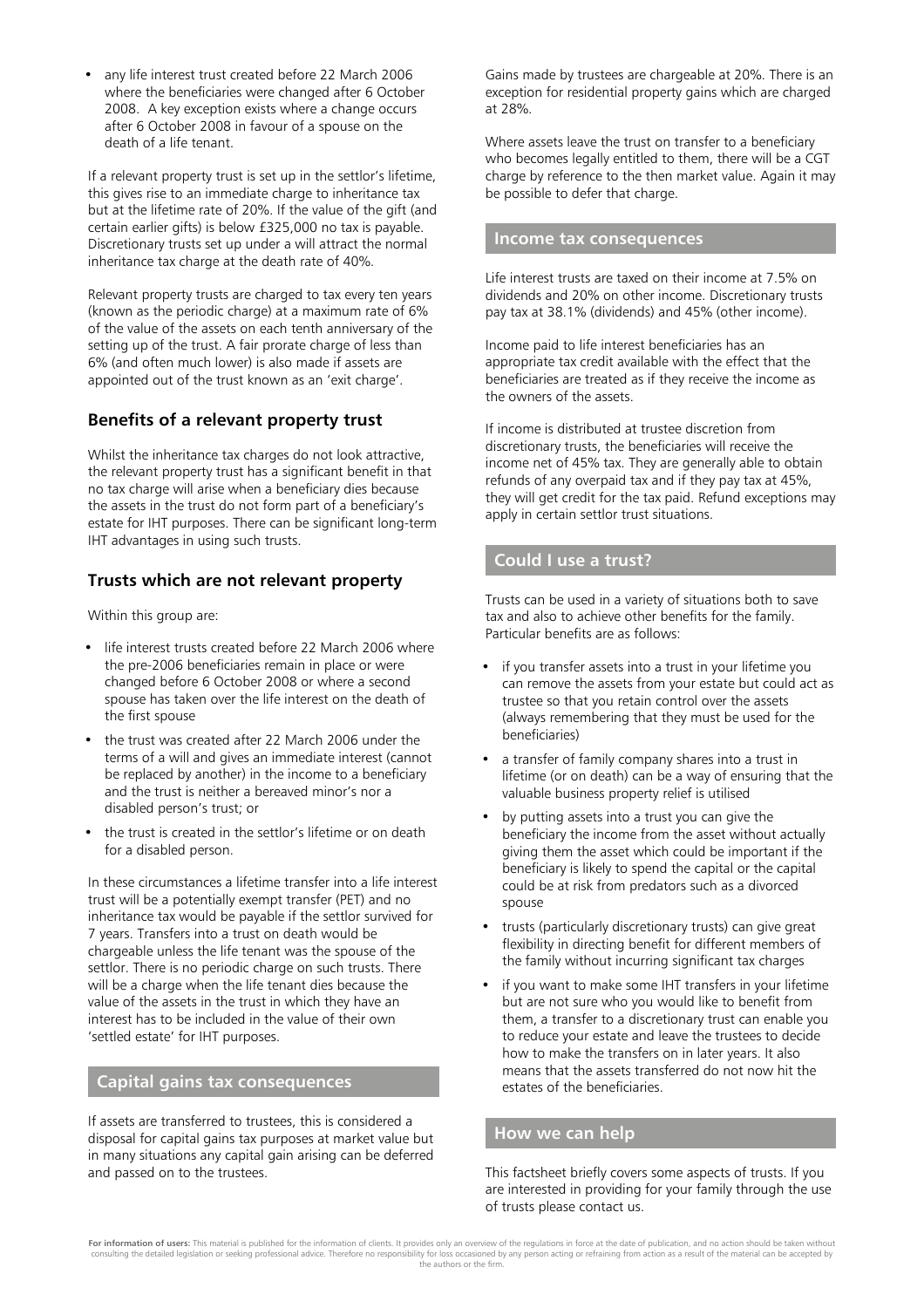- any life interest trust created before 22 March 2006 where the beneficiaries were changed after 6 October 2008. A key exception exists where a change occurs after 6 October 2008 in favour of a spouse on the death of a life tenant.

If a relevant property trust is set up in the settlor's lifetime, this gives rise to an immediate charge to inheritance tax but at the lifetime rate of 20%. If the value of the gift (and certain earlier gifts) is below £325,000 no tax is payable. Discretionary trusts set up under a will attract the normal inheritance tax charge at the death rate of 40%.

Relevant property trusts are charged to tax every ten years (known as the periodic charge) at a maximum rate of 6% of the value of the assets on each tenth anniversary of the setting up of the trust. A fair prorate charge of less than 6% (and often much lower) is also made if assets are appointed out of the trust known as an 'exit charge'.

### Benefits of a relevant property trust

Whilst the inheritance tax charges do not look attractive, the relevant property trust has a significant benefit in that no tax charge will arise when a beneficiary dies because the assets in the trust do not form part of a beneficiary's estate for IHT purposes. There can be significant long-term IHT advantages in using such trusts.

### Trusts which are not relevant property

Within this group are:

- life interest trusts created before 22 March 2006 where the pre-2006 beneficiaries remain in place or were changed before 6 October 2008 or where a second spouse has taken over the life interest on the death of the first spouse
- the trust was created after 22 March 2006 under the terms of a will and gives an immediate interest (cannot be replaced by another) in the income to a beneficiary and the trust is neither a bereaved minor's nor a disabled person's trust; or
- the trust is created in the settlor's lifetime or on death for a disabled person.

In these circumstances a lifetime transfer into a life interest trust will be a potentially exempt transfer (PET) and no inheritance tax would be payable if the settlor survived for 7 years. Transfers into a trust on death would be chargeable unless the life tenant was the spouse of the settlor. There is no periodic charge on such trusts. There will be a charge when the life tenant dies because the value of the assets in the trust in which they have an interest has to be included in the value of their own 'settled estate' for IHT purposes.

## Capital gains tax consequences

If assets are transferred to trustees, this is considered a disposal for capital gains tax purposes at market value but in many situations any capital gain arising can be deferred and passed on to the trustees.

Gains made by trustees are chargeable at 20%. There is an exception for residential property gains which are charged at 28%.

Where assets leave the trust on transfer to a beneficiary who becomes legally entitled to them, there will be a CGT charge by reference to the then market value. Again it may be possible to defer that charge.

## Income tax consequences

Life interest trusts are taxed on their income at 7.5% on dividends and 20% on other income. Discretionary trusts pay tax at 38.1% (dividends) and 45% (other income).

Income paid to life interest beneficiaries has an appropriate tax credit available with the effect that the beneficiaries are treated as if they receive the income as the owners of the assets.

If income is distributed at trustee discretion from discretionary trusts, the beneficiaries will receive the income net of 45% tax. They are generally able to obtain refunds of any overpaid tax and if they pay tax at 45%, they will get credit for the tax paid. Refund exceptions may apply in certain settlor trust situations.

## Could I use a trust?

Trusts can be used in a variety of situations both to save tax and also to achieve other benefits for the family. Particular benefits are as follows:

- if you transfer assets into a trust in your lifetime you can remove the assets from your estate but could act as trustee so that you retain control over the assets (always remembering that they must be used for the beneficiaries)
- a transfer of family company shares into a trust in lifetime (or on death) can be a way of ensuring that the valuable business property relief is utilised
- by putting assets into a trust you can give the beneficiary the income from the asset without actually giving them the asset which could be important if the beneficiary is likely to spend the capital or the capital could be at risk from predators such as a divorced spouse
- trusts (particularly discretionary trusts) can give great flexibility in directing benefit for different members of the family without incurring significant tax charges
- if you want to make some IHT transfers in your lifetime but are not sure who you would like to benefit from them, a transfer to a discretionary trust can enable you to reduce your estate and leave the trustees to decide how to make the transfers on in later years. It also means that the assets transferred do not now hit the estates of the beneficiaries.

## How we can help

This factsheet briefly covers some aspects of trusts. If you are interested in providing for your family through the use of trusts please contact us.

**For information of users:** This material is published for the information of clients. It provides only an overview of the regulations in force at the date of publication, and no action should be taken without consulting the detailed legislation or seeking professional advice. Therefore no responsibility for loss occasioned by any person acting or refraining from action as a result of the material can be accepted by the authors or the firm.